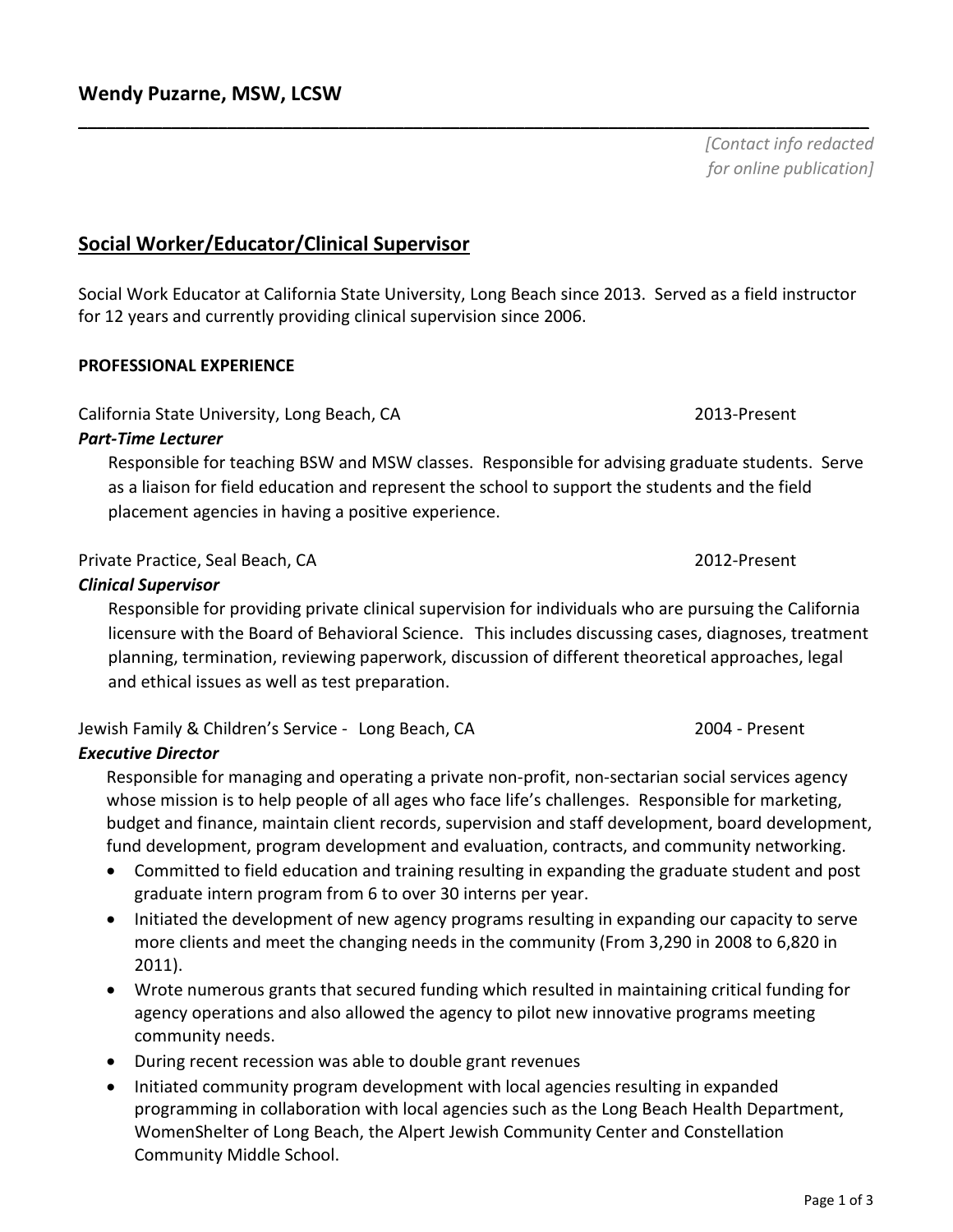# Wendy Puzarne, MSW, LCSW

---

*[Contact info redacted for online publication]*

## Social Worker/Educator/Clinical Supervisor

Social Work Educator at California State University, Long Beach since 2013. Served as a field instructor for 12 years and currently providing clinical supervision since 2006.

### PROFESSIONAL EXPERIENCE

California State University, Long Beach, CA — 2013-Present

***Part-Time Lecturer***

Responsible for teaching BSW and MSW classes. Responsible for advising graduate students. Serve as a liaison for field education and represent the school to support the students and the field placement agencies in having a positive experience.

Private Practice, Seal Beach, CA — 2012-Present

***Clinical Supervisor***

Responsible for providing private clinical supervision for individuals who are pursuing the California licensure with the Board of Behavioral Science. This includes discussing cases, diagnoses, treatment planning, termination, reviewing paperwork, discussion of different theoretical approaches, legal and ethical issues as well as test preparation.

Jewish Family & Children's Service - Long Beach, CA — 2004 - Present

***Executive Director***

Responsible for managing and operating a private non-profit, non-sectarian social services agency whose mission is to help people of all ages who face life's challenges. Responsible for marketing, budget and finance, maintain client records, supervision and staff development, board development, fund development, program development and evaluation, contracts, and community networking.

- Committed to field education and training resulting in expanding the graduate student and post graduate intern program from 6 to over 30 interns per year.
- Initiated the development of new agency programs resulting in expanding our capacity to serve more clients and meet the changing needs in the community (From 3,290 in 2008 to 6,820 in 2011).
- Wrote numerous grants that secured funding which resulted in maintaining critical funding for agency operations and also allowed the agency to pilot new innovative programs meeting community needs.
- During recent recession was able to double grant revenues
- Initiated community program development with local agencies resulting in expanded programming in collaboration with local agencies such as the Long Beach Health Department, WomenShelter of Long Beach, the Alpert Jewish Community Center and Constellation Community Middle School.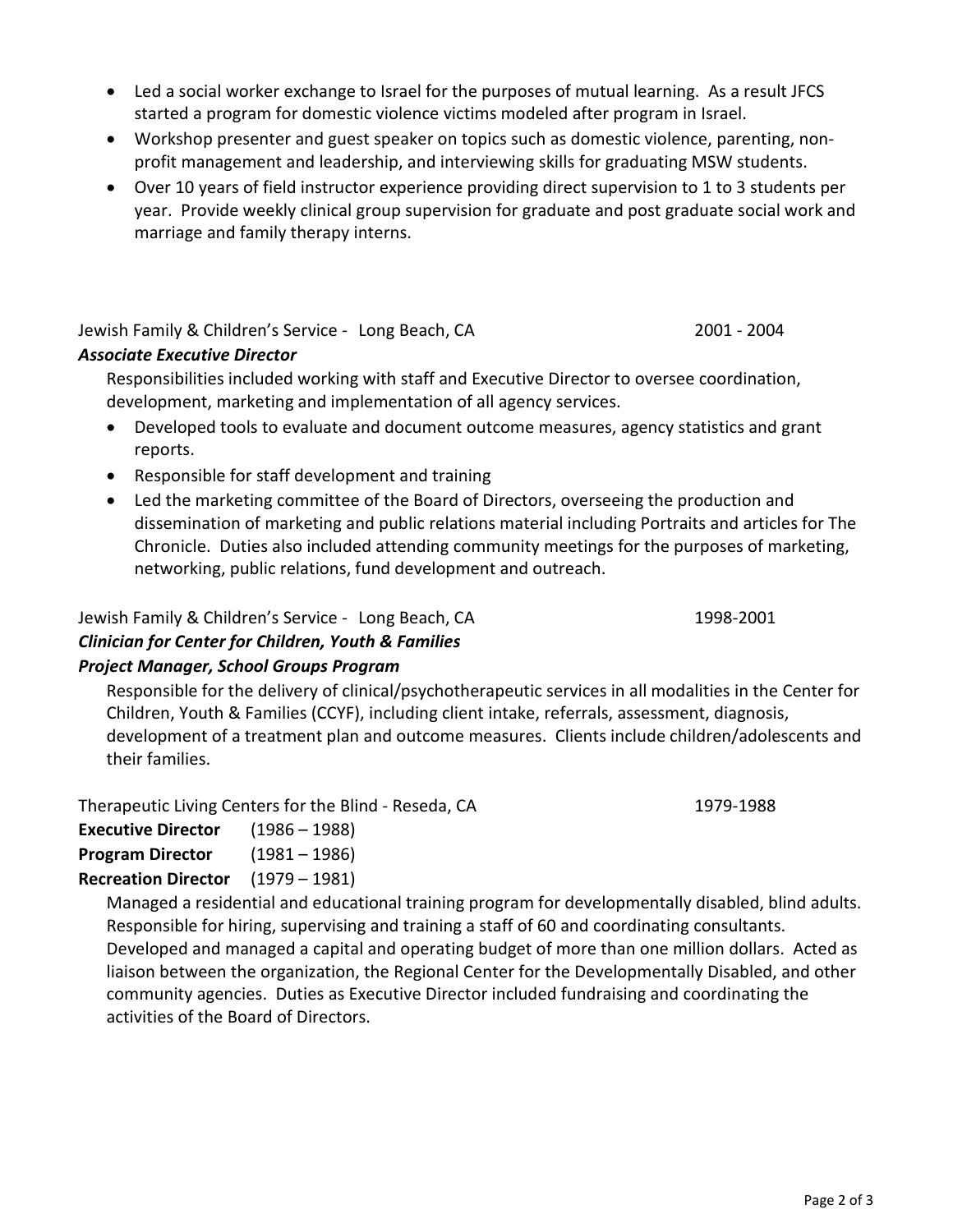- Led a social worker exchange to Israel for the purposes of mutual learning. As a result JFCS started a program for domestic violence victims modeled after program in Israel.
- Workshop presenter and guest speaker on topics such as domestic violence, parenting, non-profit management and leadership, and interviewing skills for graduating MSW students.
- Over 10 years of field instructor experience providing direct supervision to 1 to 3 students per year. Provide weekly clinical group supervision for graduate and post graduate social work and marriage and family therapy interns.

Jewish Family & Children's Service - Long Beach, CA 2001 - 2004

***Associate Executive Director***

Responsibilities included working with staff and Executive Director to oversee coordination, development, marketing and implementation of all agency services.

- Developed tools to evaluate and document outcome measures, agency statistics and grant reports.
- Responsible for staff development and training
- Led the marketing committee of the Board of Directors, overseeing the production and dissemination of marketing and public relations material including Portraits and articles for The Chronicle. Duties also included attending community meetings for the purposes of marketing, networking, public relations, fund development and outreach.

Jewish Family & Children's Service - Long Beach, CA 1998-2001

***Clinician for Center for Children, Youth & Families***

***Project Manager, School Groups Program***

Responsible for the delivery of clinical/psychotherapeutic services in all modalities in the Center for Children, Youth & Families (CCYF), including client intake, referrals, assessment, diagnosis, development of a treatment plan and outcome measures. Clients include children/adolescents and their families.

Therapeutic Living Centers for the Blind - Reseda, CA 1979-1988

**Executive Director** (1986 – 1988)

**Program Director** (1981 – 1986)

**Recreation Director** (1979 – 1981)

Managed a residential and educational training program for developmentally disabled, blind adults. Responsible for hiring, supervising and training a staff of 60 and coordinating consultants. Developed and managed a capital and operating budget of more than one million dollars. Acted as liaison between the organization, the Regional Center for the Developmentally Disabled, and other community agencies. Duties as Executive Director included fundraising and coordinating the activities of the Board of Directors.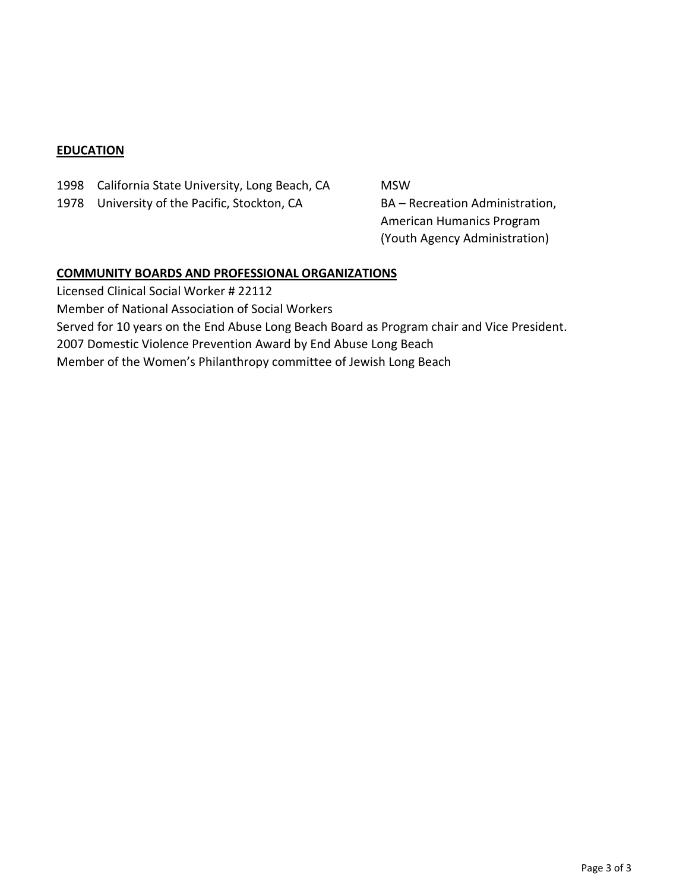## EDUCATION

| | | |
|---|---|---|
| 1998 | California State University, Long Beach, CA | MSW |
| 1978 | University of the Pacific, Stockton, CA | BA – Recreation Administration, American Humanics Program (Youth Agency Administration) |

## COMMUNITY BOARDS AND PROFESSIONAL ORGANIZATIONS

Licensed Clinical Social Worker # 22112

Member of National Association of Social Workers

Served for 10 years on the End Abuse Long Beach Board as Program chair and Vice President.

2007 Domestic Violence Prevention Award by End Abuse Long Beach

Member of the Women's Philanthropy committee of Jewish Long Beach